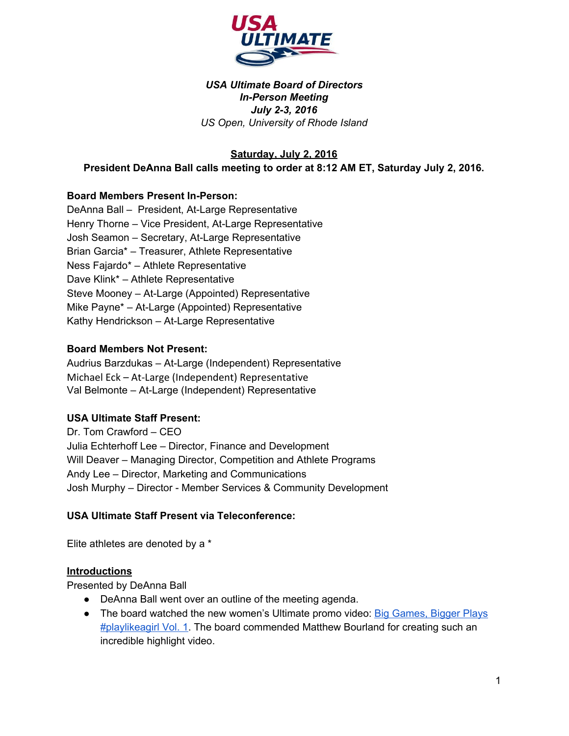***USA Ultimate Board of Directors***
***In-Person Meeting***
***July 2-3, 2016***
*US Open, University of Rhode Island*

## Saturday, July 2, 2016

**President DeAnna Ball calls meeting to order at 8:12 AM ET, Saturday July 2, 2016.**

**Board Members Present In-Person:**
DeAnna Ball – President, At-Large Representative
Henry Thorne – Vice President, At-Large Representative
Josh Seamon – Secretary, At-Large Representative
Brian Garcia* – Treasurer, Athlete Representative
Ness Fajardo* – Athlete Representative
Dave Klink* – Athlete Representative
Steve Mooney – At-Large (Appointed) Representative
Mike Payne* – At-Large (Appointed) Representative
Kathy Hendrickson – At-Large Representative

**Board Members Not Present:**
Audrius Barzdukas – At-Large (Independent) Representative
Michael Eck – At-Large (Independent) Representative
Val Belmonte – At-Large (Independent) Representative

**USA Ultimate Staff Present:**
Dr. Tom Crawford – CEO
Julia Echterhoff Lee – Director, Finance and Development
Will Deaver – Managing Director, Competition and Athlete Programs
Andy Lee – Director, Marketing and Communications
Josh Murphy – Director - Member Services & Community Development

**USA Ultimate Staff Present via Teleconference:**

Elite athletes are denoted by a *

### Introductions

Presented by DeAnna Ball

- DeAnna Ball went over an outline of the meeting agenda.
- The board watched the new women's Ultimate promo video: Big Games, Bigger Plays #playlikeagirl Vol. 1. The board commended Matthew Bourland for creating such an incredible highlight video.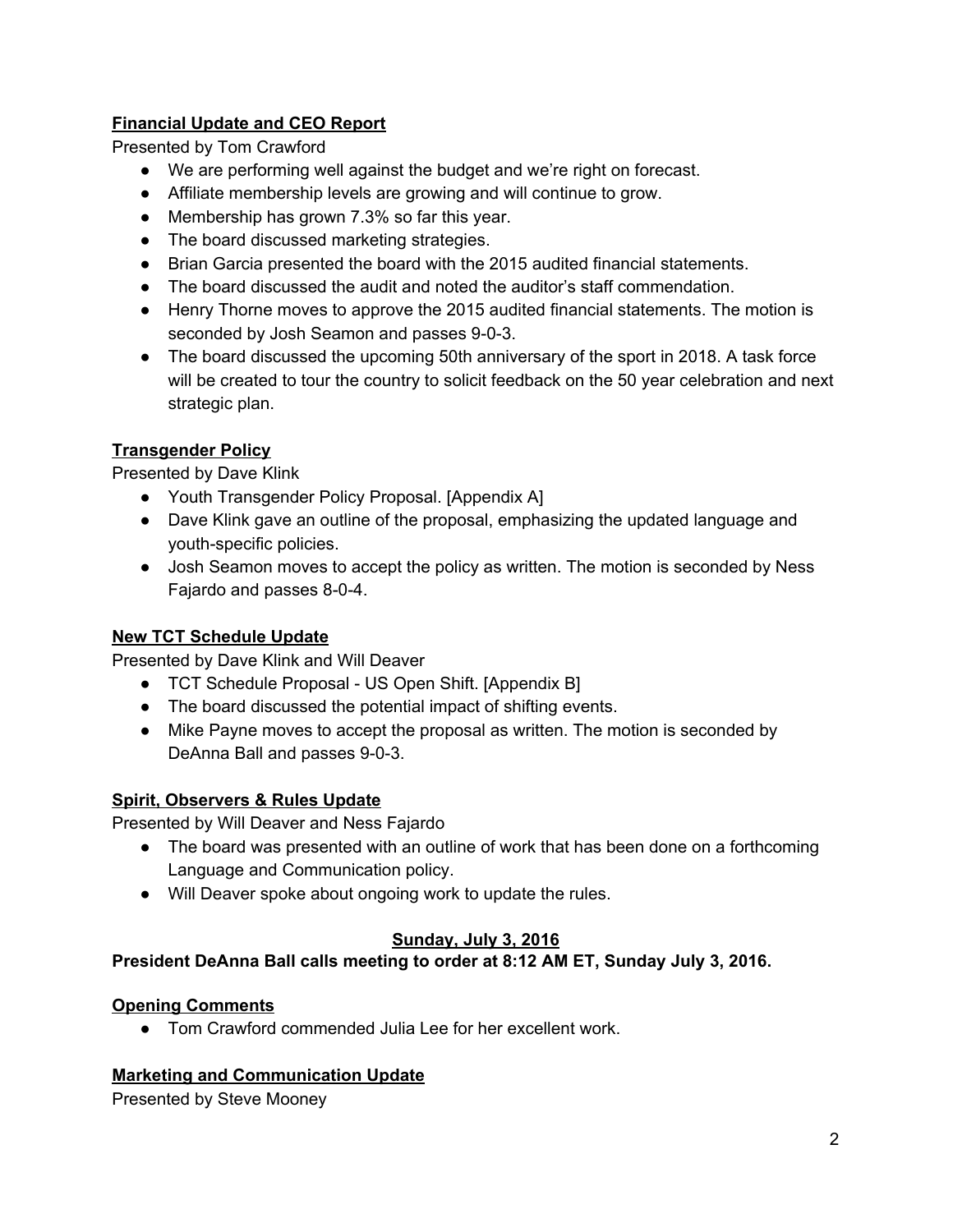**Financial Update and CEO Report**

Presented by Tom Crawford

- We are performing well against the budget and we're right on forecast.
- Affiliate membership levels are growing and will continue to grow.
- Membership has grown 7.3% so far this year.
- The board discussed marketing strategies.
- Brian Garcia presented the board with the 2015 audited financial statements.
- The board discussed the audit and noted the auditor's staff commendation.
- Henry Thorne moves to approve the 2015 audited financial statements. The motion is seconded by Josh Seamon and passes 9-0-3.
- The board discussed the upcoming 50th anniversary of the sport in 2018. A task force will be created to tour the country to solicit feedback on the 50 year celebration and next strategic plan.

**Transgender Policy**

Presented by Dave Klink

- Youth Transgender Policy Proposal. [Appendix A]
- Dave Klink gave an outline of the proposal, emphasizing the updated language and youth-specific policies.
- Josh Seamon moves to accept the policy as written. The motion is seconded by Ness Fajardo and passes 8-0-4.

**New TCT Schedule Update**

Presented by Dave Klink and Will Deaver

- TCT Schedule Proposal - US Open Shift. [Appendix B]
- The board discussed the potential impact of shifting events.
- Mike Payne moves to accept the proposal as written. The motion is seconded by DeAnna Ball and passes 9-0-3.

**Spirit, Observers & Rules Update**

Presented by Will Deaver and Ness Fajardo

- The board was presented with an outline of work that has been done on a forthcoming Language and Communication policy.
- Will Deaver spoke about ongoing work to update the rules.

**Sunday, July 3, 2016**

**President DeAnna Ball calls meeting to order at 8:12 AM ET, Sunday July 3, 2016.**

**Opening Comments**

- Tom Crawford commended Julia Lee for her excellent work.

**Marketing and Communication Update**

Presented by Steve Mooney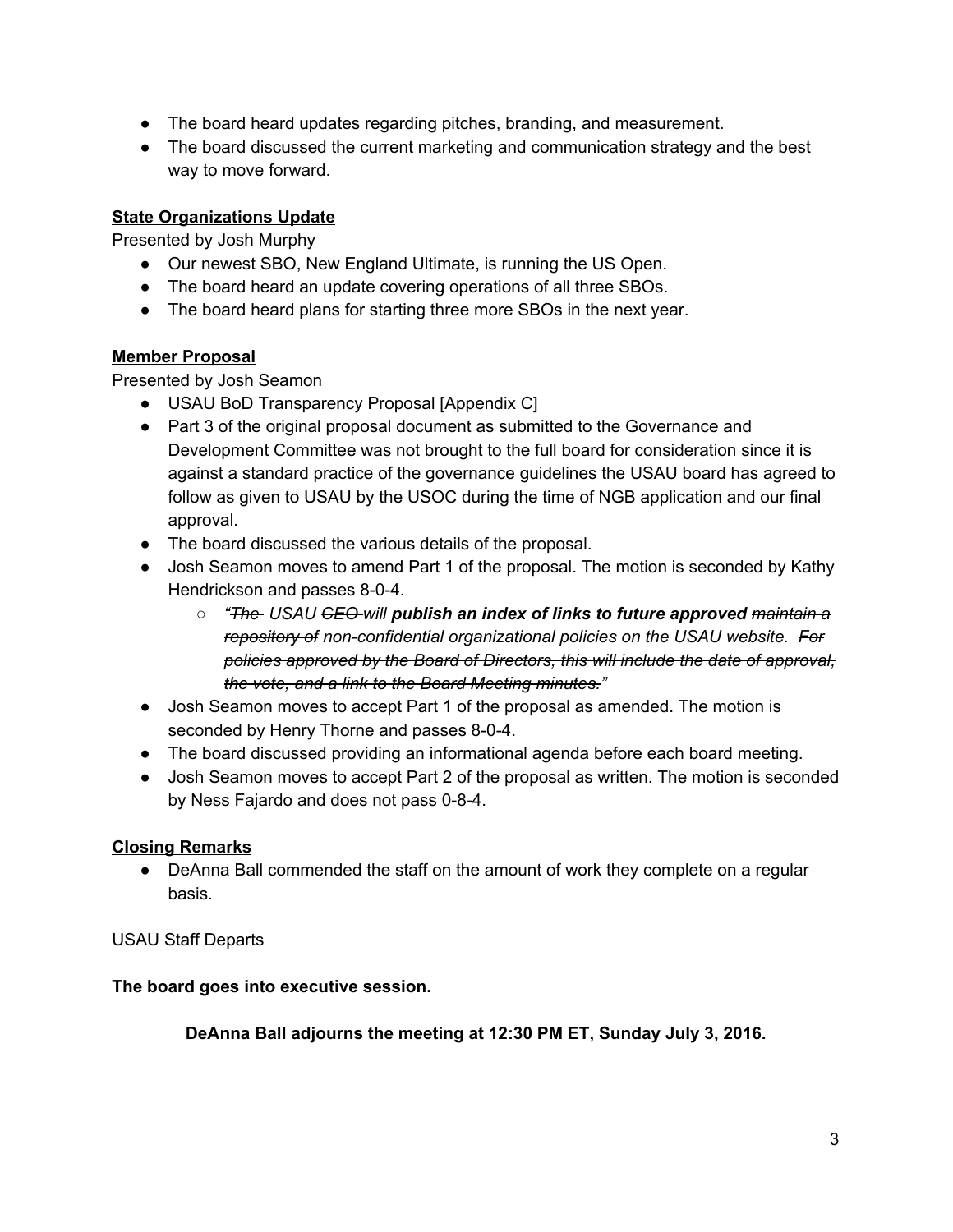- The board heard updates regarding pitches, branding, and measurement.
- The board discussed the current marketing and communication strategy and the best way to move forward.

**<u>State Organizations Update</u>**

Presented by Josh Murphy

- Our newest SBO, New England Ultimate, is running the US Open.
- The board heard an update covering operations of all three SBOs.
- The board heard plans for starting three more SBOs in the next year.

**<u>Member Proposal</u>**

Presented by Josh Seamon

- USAU BoD Transparency Proposal [Appendix C]
- Part 3 of the original proposal document as submitted to the Governance and Development Committee was not brought to the full board for consideration since it is against a standard practice of the governance guidelines the USAU board has agreed to follow as given to USAU by the USOC during the time of NGB application and our final approval.
- The board discussed the various details of the proposal.
- Josh Seamon moves to amend Part 1 of the proposal. The motion is seconded by Kathy Hendrickson and passes 8-0-4.
    - *"~~The~~ USAU ~~CEO~~ will* ***publish an index of links to future approved*** *~~maintain a repository of~~ non-confidential organizational policies on the USAU website. ~~For policies approved by the Board of Directors, this will include the date of approval, the vote, and a link to the Board Meeting minutes.~~"*
- Josh Seamon moves to accept Part 1 of the proposal as amended. The motion is seconded by Henry Thorne and passes 8-0-4.
- The board discussed providing an informational agenda before each board meeting.
- Josh Seamon moves to accept Part 2 of the proposal as written. The motion is seconded by Ness Fajardo and does not pass 0-8-4.

**<u>Closing Remarks</u>**

- DeAnna Ball commended the staff on the amount of work they complete on a regular basis.

USAU Staff Departs

**The board goes into executive session.**

**DeAnna Ball adjourns the meeting at 12:30 PM ET, Sunday July 3, 2016.**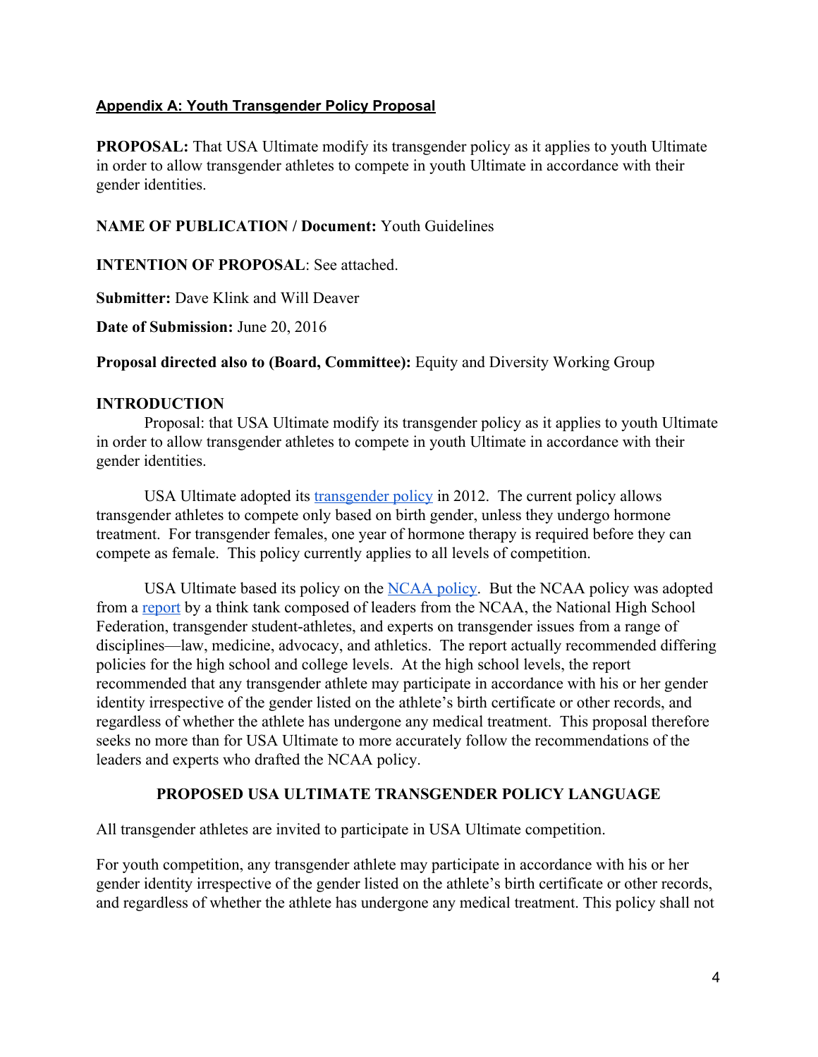## Appendix A: Youth Transgender Policy Proposal

**PROPOSAL:** That USA Ultimate modify its transgender policy as it applies to youth Ultimate in order to allow transgender athletes to compete in youth Ultimate in accordance with their gender identities.

**NAME OF PUBLICATION / Document:** Youth Guidelines

**INTENTION OF PROPOSAL**: See attached.

**Submitter:** Dave Klink and Will Deaver

**Date of Submission:** June 20, 2016

**Proposal directed also to (Board, Committee):** Equity and Diversity Working Group

**INTRODUCTION**

Proposal: that USA Ultimate modify its transgender policy as it applies to youth Ultimate in order to allow transgender athletes to compete in youth Ultimate in accordance with their gender identities.

USA Ultimate adopted its transgender policy in 2012. The current policy allows transgender athletes to compete only based on birth gender, unless they undergo hormone treatment. For transgender females, one year of hormone therapy is required before they can compete as female. This policy currently applies to all levels of competition.

USA Ultimate based its policy on the NCAA policy. But the NCAA policy was adopted from a report by a think tank composed of leaders from the NCAA, the National High School Federation, transgender student-athletes, and experts on transgender issues from a range of disciplines—law, medicine, advocacy, and athletics. The report actually recommended differing policies for the high school and college levels. At the high school levels, the report recommended that any transgender athlete may participate in accordance with his or her gender identity irrespective of the gender listed on the athlete's birth certificate or other records, and regardless of whether the athlete has undergone any medical treatment. This proposal therefore seeks no more than for USA Ultimate to more accurately follow the recommendations of the leaders and experts who drafted the NCAA policy.

**PROPOSED USA ULTIMATE TRANSGENDER POLICY LANGUAGE**

All transgender athletes are invited to participate in USA Ultimate competition.

For youth competition, any transgender athlete may participate in accordance with his or her gender identity irrespective of the gender listed on the athlete's birth certificate or other records, and regardless of whether the athlete has undergone any medical treatment. This policy shall not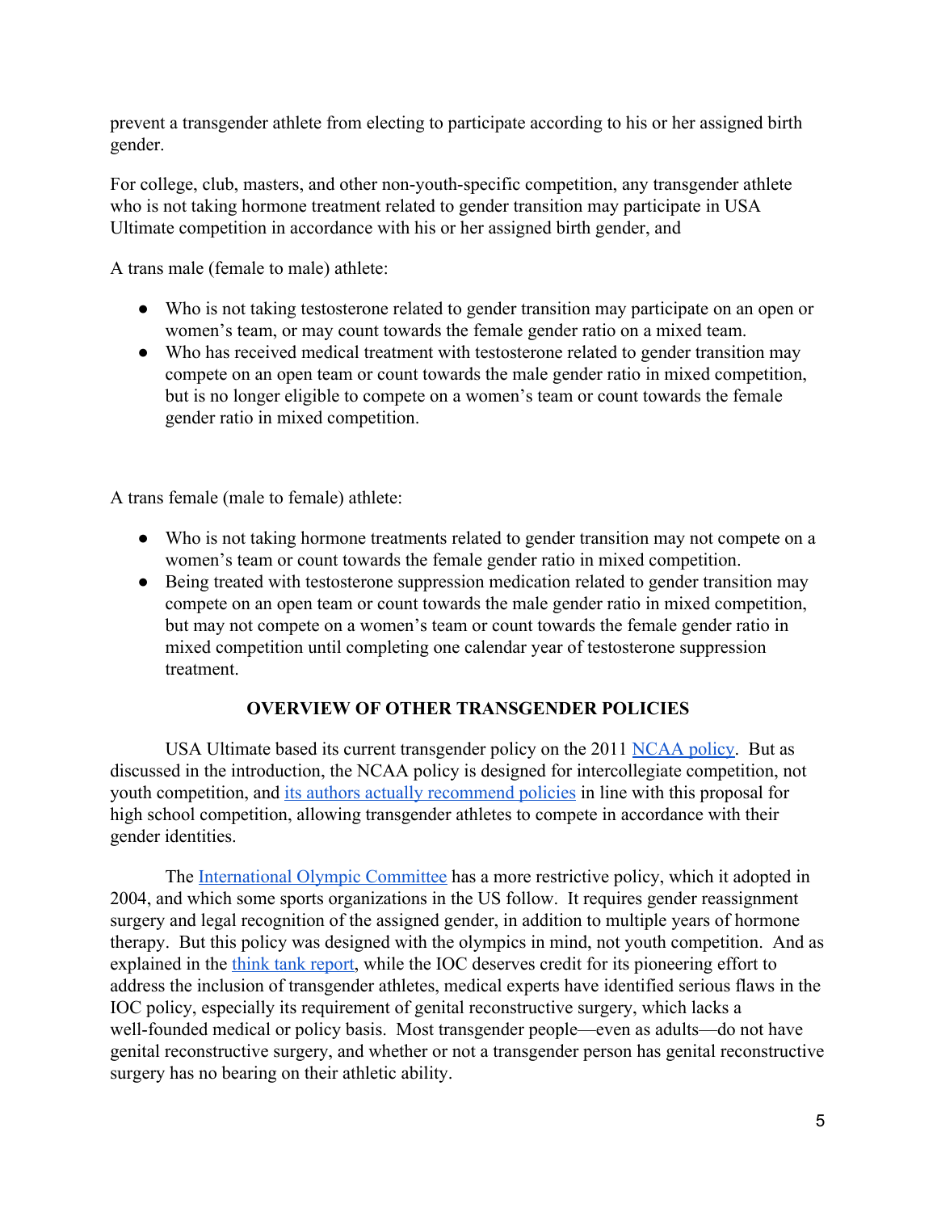prevent a transgender athlete from electing to participate according to his or her assigned birth gender.

For college, club, masters, and other non-youth-specific competition, any transgender athlete who is not taking hormone treatment related to gender transition may participate in USA Ultimate competition in accordance with his or her assigned birth gender, and

A trans male (female to male) athlete:

- Who is not taking testosterone related to gender transition may participate on an open or women's team, or may count towards the female gender ratio on a mixed team.
- Who has received medical treatment with testosterone related to gender transition may compete on an open team or count towards the male gender ratio in mixed competition, but is no longer eligible to compete on a women's team or count towards the female gender ratio in mixed competition.

A trans female (male to female) athlete:

- Who is not taking hormone treatments related to gender transition may not compete on a women's team or count towards the female gender ratio in mixed competition.
- Being treated with testosterone suppression medication related to gender transition may compete on an open team or count towards the male gender ratio in mixed competition, but may not compete on a women's team or count towards the female gender ratio in mixed competition until completing one calendar year of testosterone suppression treatment.

### OVERVIEW OF OTHER TRANSGENDER POLICIES

USA Ultimate based its current transgender policy on the 2011 NCAA policy. But as discussed in the introduction, the NCAA policy is designed for intercollegiate competition, not youth competition, and its authors actually recommend policies in line with this proposal for high school competition, allowing transgender athletes to compete in accordance with their gender identities.

The International Olympic Committee has a more restrictive policy, which it adopted in 2004, and which some sports organizations in the US follow. It requires gender reassignment surgery and legal recognition of the assigned gender, in addition to multiple years of hormone therapy. But this policy was designed with the olympics in mind, not youth competition. And as explained in the think tank report, while the IOC deserves credit for its pioneering effort to address the inclusion of transgender athletes, medical experts have identified serious flaws in the IOC policy, especially its requirement of genital reconstructive surgery, which lacks a well-founded medical or policy basis. Most transgender people—even as adults—do not have genital reconstructive surgery, and whether or not a transgender person has genital reconstructive surgery has no bearing on their athletic ability.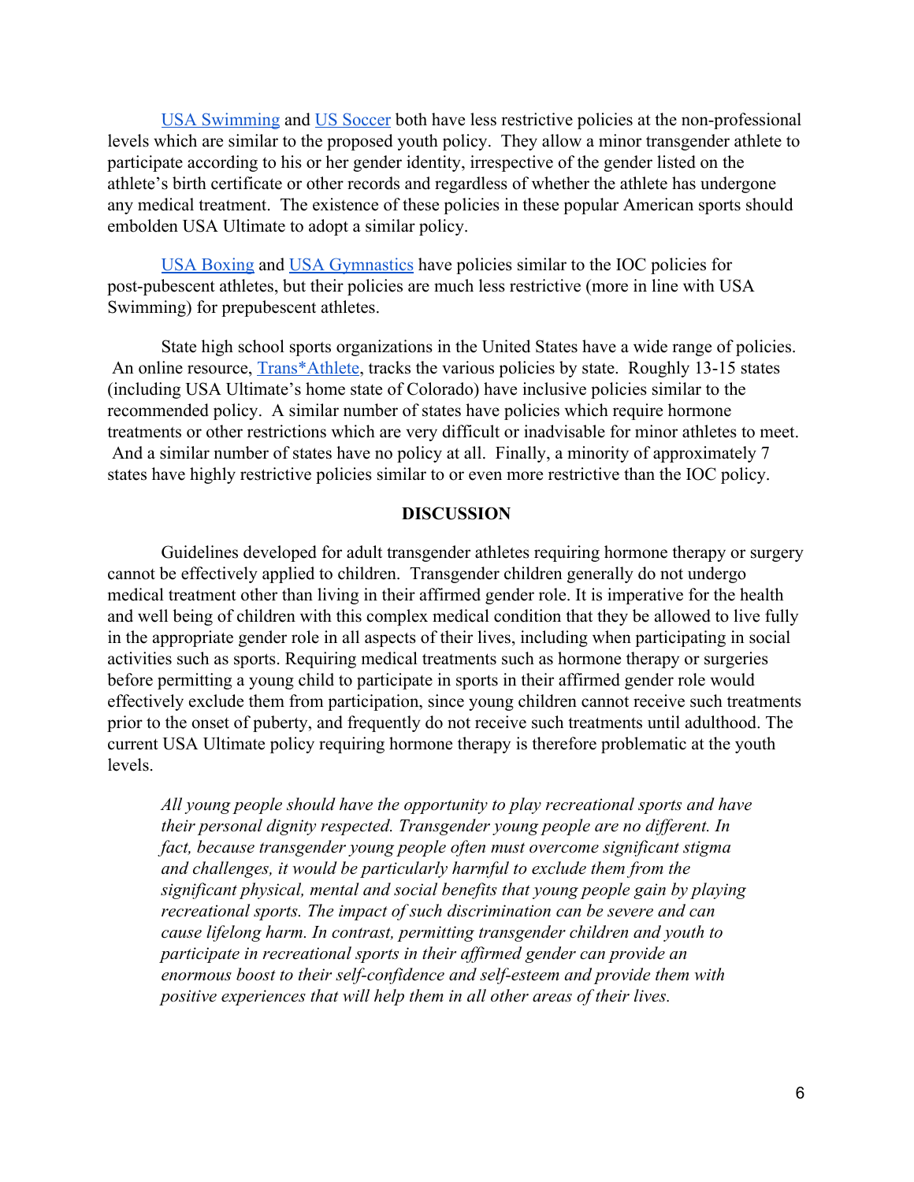USA Swimming and US Soccer both have less restrictive policies at the non-professional levels which are similar to the proposed youth policy. They allow a minor transgender athlete to participate according to his or her gender identity, irrespective of the gender listed on the athlete's birth certificate or other records and regardless of whether the athlete has undergone any medical treatment. The existence of these policies in these popular American sports should embolden USA Ultimate to adopt a similar policy.

USA Boxing and USA Gymnastics have policies similar to the IOC policies for post-pubescent athletes, but their policies are much less restrictive (more in line with USA Swimming) for prepubescent athletes.

State high school sports organizations in the United States have a wide range of policies. An online resource, Trans*Athlete, tracks the various policies by state. Roughly 13-15 states (including USA Ultimate's home state of Colorado) have inclusive policies similar to the recommended policy. A similar number of states have policies which require hormone treatments or other restrictions which are very difficult or inadvisable for minor athletes to meet. And a similar number of states have no policy at all. Finally, a minority of approximately 7 states have highly restrictive policies similar to or even more restrictive than the IOC policy.

**DISCUSSION**

Guidelines developed for adult transgender athletes requiring hormone therapy or surgery cannot be effectively applied to children. Transgender children generally do not undergo medical treatment other than living in their affirmed gender role. It is imperative for the health and well being of children with this complex medical condition that they be allowed to live fully in the appropriate gender role in all aspects of their lives, including when participating in social activities such as sports. Requiring medical treatments such as hormone therapy or surgeries before permitting a young child to participate in sports in their affirmed gender role would effectively exclude them from participation, since young children cannot receive such treatments prior to the onset of puberty, and frequently do not receive such treatments until adulthood. The current USA Ultimate policy requiring hormone therapy is therefore problematic at the youth levels.

> *All young people should have the opportunity to play recreational sports and have their personal dignity respected. Transgender young people are no different. In fact, because transgender young people often must overcome significant stigma and challenges, it would be particularly harmful to exclude them from the significant physical, mental and social benefits that young people gain by playing recreational sports. The impact of such discrimination can be severe and can cause lifelong harm. In contrast, permitting transgender children and youth to participate in recreational sports in their affirmed gender can provide an enormous boost to their self-confidence and self-esteem and provide them with positive experiences that will help them in all other areas of their lives.*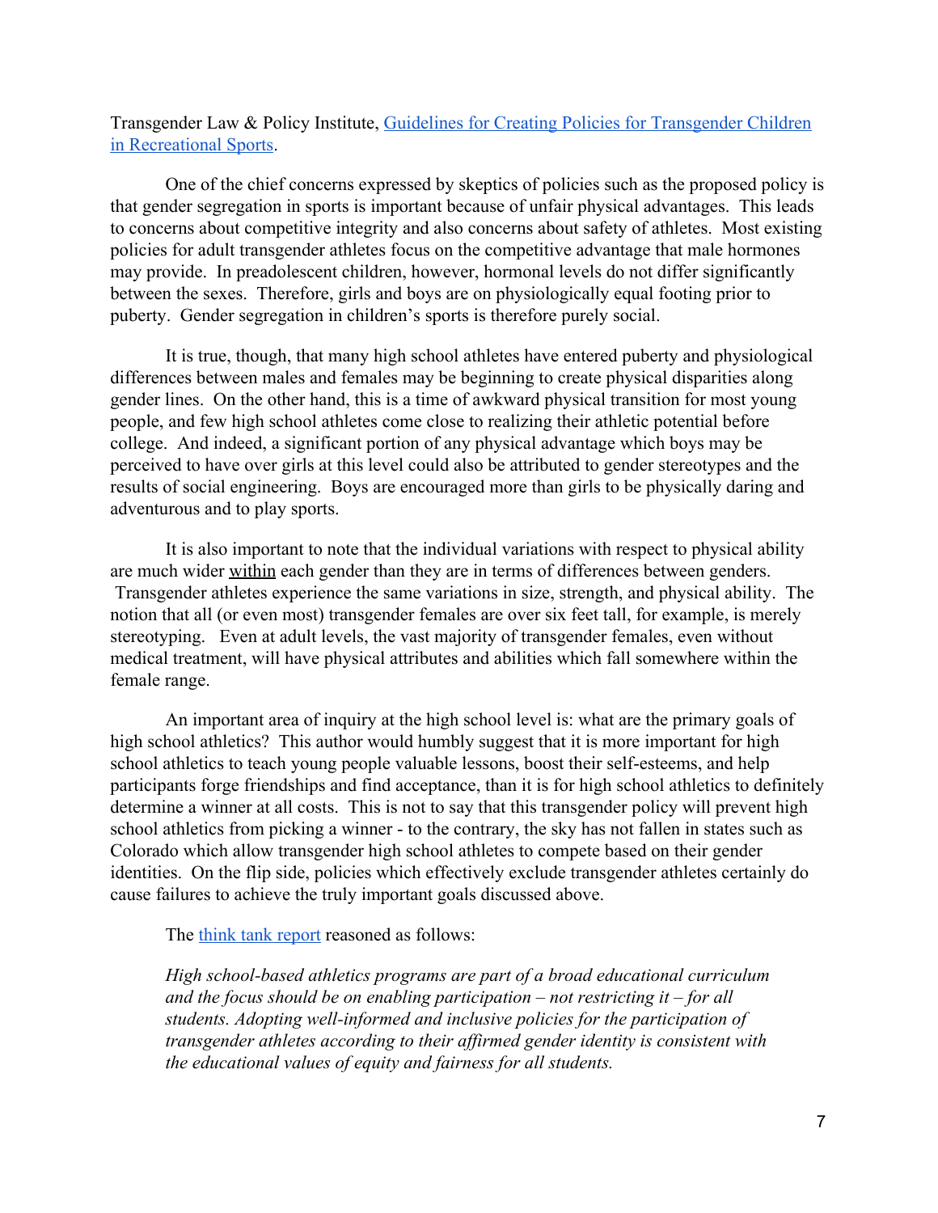Transgender Law & Policy Institute, [Guidelines for Creating Policies for Transgender Children in Recreational Sports](#).

One of the chief concerns expressed by skeptics of policies such as the proposed policy is that gender segregation in sports is important because of unfair physical advantages. This leads to concerns about competitive integrity and also concerns about safety of athletes. Most existing policies for adult transgender athletes focus on the competitive advantage that male hormones may provide. In preadolescent children, however, hormonal levels do not differ significantly between the sexes. Therefore, girls and boys are on physiologically equal footing prior to puberty. Gender segregation in children's sports is therefore purely social.

It is true, though, that many high school athletes have entered puberty and physiological differences between males and females may be beginning to create physical disparities along gender lines. On the other hand, this is a time of awkward physical transition for most young people, and few high school athletes come close to realizing their athletic potential before college. And indeed, a significant portion of any physical advantage which boys may be perceived to have over girls at this level could also be attributed to gender stereotypes and the results of social engineering. Boys are encouraged more than girls to be physically daring and adventurous and to play sports.

It is also important to note that the individual variations with respect to physical ability are much wider <u>within</u> each gender than they are in terms of differences between genders. Transgender athletes experience the same variations in size, strength, and physical ability. The notion that all (or even most) transgender females are over six feet tall, for example, is merely stereotyping. Even at adult levels, the vast majority of transgender females, even without medical treatment, will have physical attributes and abilities which fall somewhere within the female range.

An important area of inquiry at the high school level is: what are the primary goals of high school athletics? This author would humbly suggest that it is more important for high school athletics to teach young people valuable lessons, boost their self-esteems, and help participants forge friendships and find acceptance, than it is for high school athletics to definitely determine a winner at all costs. This is not to say that this transgender policy will prevent high school athletics from picking a winner - to the contrary, the sky has not fallen in states such as Colorado which allow transgender high school athletes to compete based on their gender identities. On the flip side, policies which effectively exclude transgender athletes certainly do cause failures to achieve the truly important goals discussed above.

The [think tank report](#) reasoned as follows:

> *High school-based athletics programs are part of a broad educational curriculum and the focus should be on enabling participation – not restricting it – for all students. Adopting well-informed and inclusive policies for the participation of transgender athletes according to their affirmed gender identity is consistent with the educational values of equity and fairness for all students.*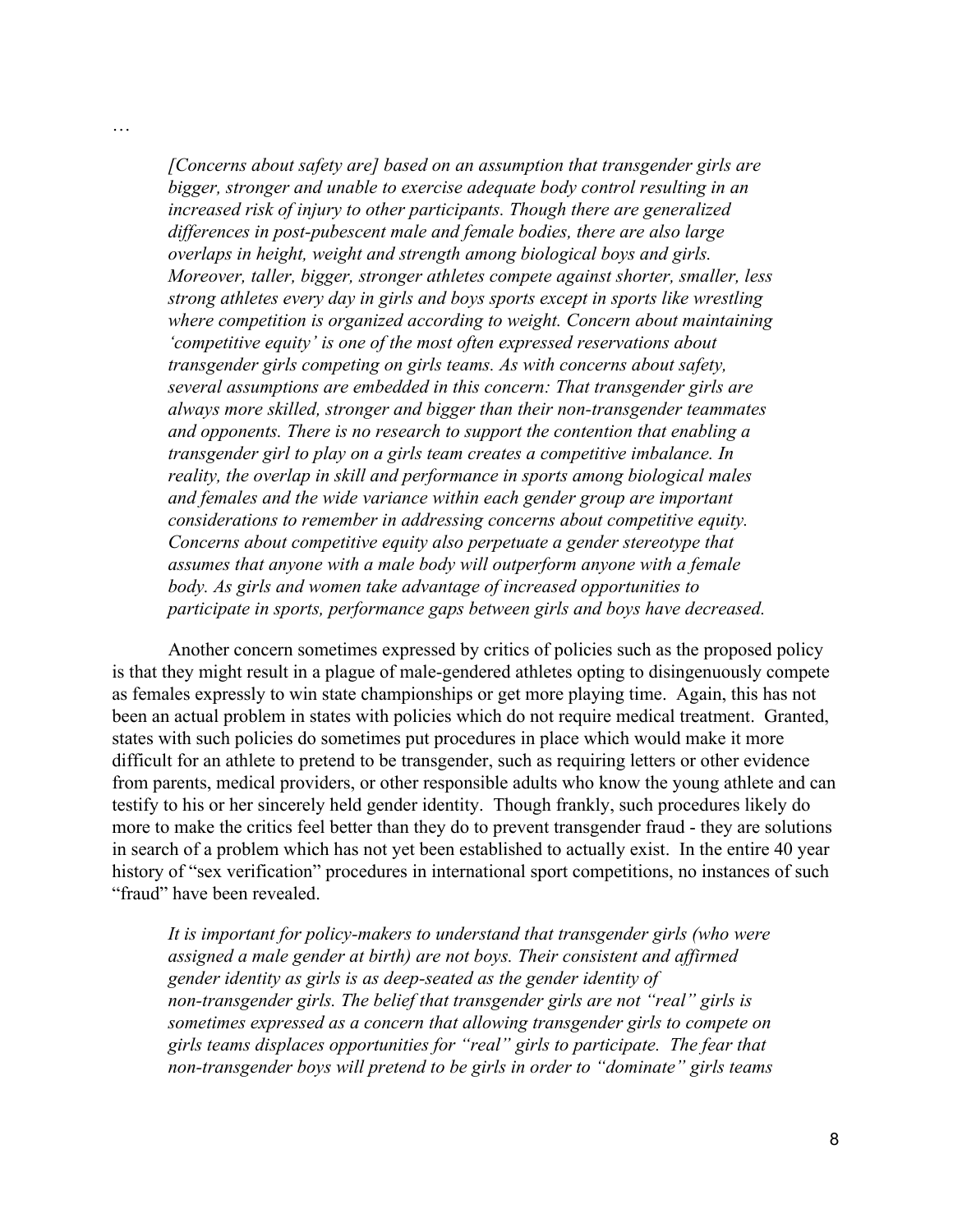…

> *[Concerns about safety are] based on an assumption that transgender girls are bigger, stronger and unable to exercise adequate body control resulting in an increased risk of injury to other participants. Though there are generalized differences in post-pubescent male and female bodies, there are also large overlaps in height, weight and strength among biological boys and girls. Moreover, taller, bigger, stronger athletes compete against shorter, smaller, less strong athletes every day in girls and boys sports except in sports like wrestling where competition is organized according to weight. Concern about maintaining 'competitive equity' is one of the most often expressed reservations about transgender girls competing on girls teams. As with concerns about safety, several assumptions are embedded in this concern: That transgender girls are always more skilled, stronger and bigger than their non-transgender teammates and opponents. There is no research to support the contention that enabling a transgender girl to play on a girls team creates a competitive imbalance. In reality, the overlap in skill and performance in sports among biological males and females and the wide variance within each gender group are important considerations to remember in addressing concerns about competitive equity. Concerns about competitive equity also perpetuate a gender stereotype that assumes that anyone with a male body will outperform anyone with a female body. As girls and women take advantage of increased opportunities to participate in sports, performance gaps between girls and boys have decreased.*

Another concern sometimes expressed by critics of policies such as the proposed policy is that they might result in a plague of male-gendered athletes opting to disingenuously compete as females expressly to win state championships or get more playing time. Again, this has not been an actual problem in states with policies which do not require medical treatment. Granted, states with such policies do sometimes put procedures in place which would make it more difficult for an athlete to pretend to be transgender, such as requiring letters or other evidence from parents, medical providers, or other responsible adults who know the young athlete and can testify to his or her sincerely held gender identity. Though frankly, such procedures likely do more to make the critics feel better than they do to prevent transgender fraud - they are solutions in search of a problem which has not yet been established to actually exist. In the entire 40 year history of "sex verification" procedures in international sport competitions, no instances of such "fraud" have been revealed.

> *It is important for policy-makers to understand that transgender girls (who were assigned a male gender at birth) are not boys. Their consistent and affirmed gender identity as girls is as deep-seated as the gender identity of non-transgender girls. The belief that transgender girls are not "real" girls is sometimes expressed as a concern that allowing transgender girls to compete on girls teams displaces opportunities for "real" girls to participate. The fear that non-transgender boys will pretend to be girls in order to "dominate" girls teams*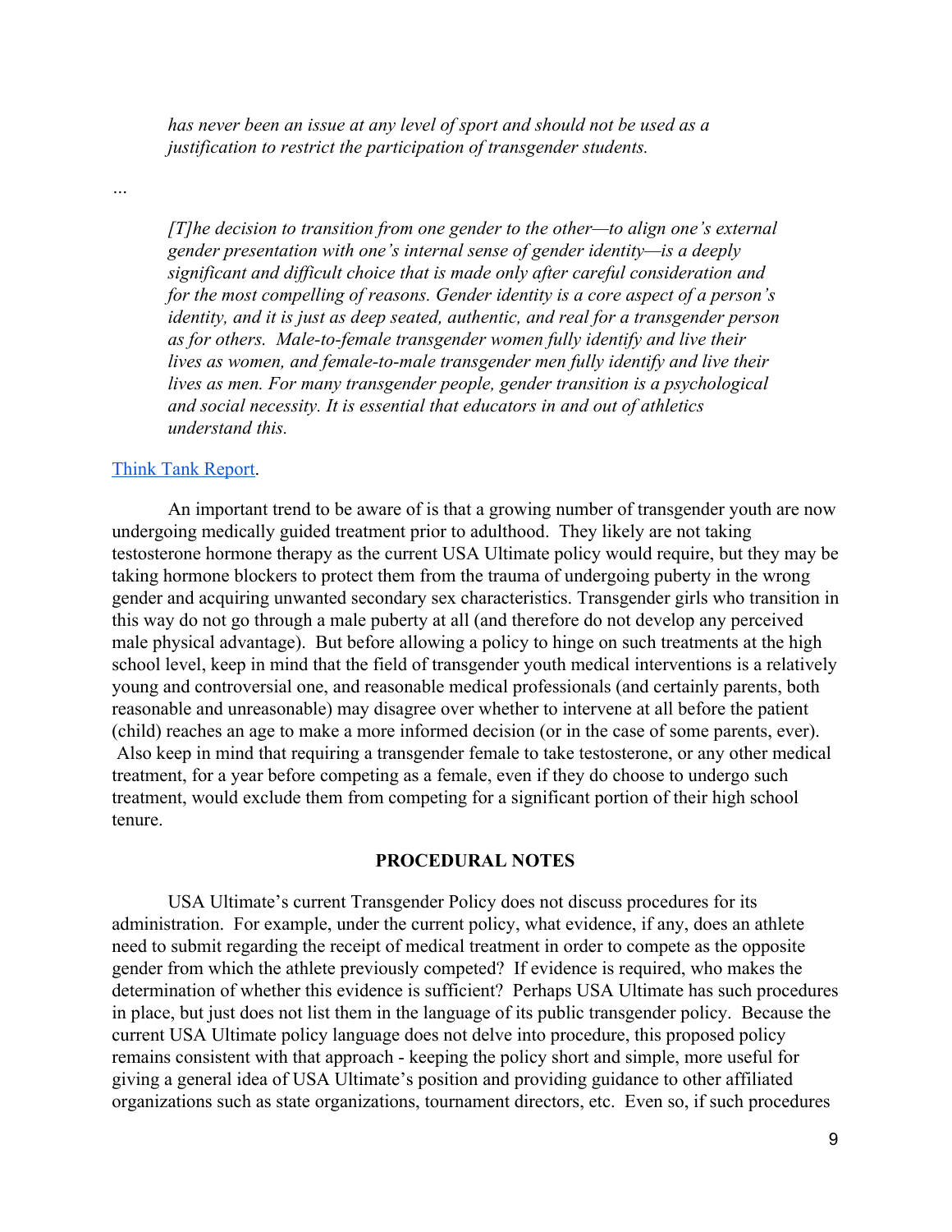> *has never been an issue at any level of sport and should not be used as a justification to restrict the participation of transgender students.*

…

> *[T]he decision to transition from one gender to the other—to align one's external gender presentation with one's internal sense of gender identity—is a deeply significant and difficult choice that is made only after careful consideration and for the most compelling of reasons. Gender identity is a core aspect of a person's identity, and it is just as deep seated, authentic, and real for a transgender person as for others. Male-to-female transgender women fully identify and live their lives as women, and female-to-male transgender men fully identify and live their lives as men. For many transgender people, gender transition is a psychological and social necessity. It is essential that educators in and out of athletics understand this.*

Think Tank Report.

An important trend to be aware of is that a growing number of transgender youth are now undergoing medically guided treatment prior to adulthood. They likely are not taking testosterone hormone therapy as the current USA Ultimate policy would require, but they may be taking hormone blockers to protect them from the trauma of undergoing puberty in the wrong gender and acquiring unwanted secondary sex characteristics. Transgender girls who transition in this way do not go through a male puberty at all (and therefore do not develop any perceived male physical advantage). But before allowing a policy to hinge on such treatments at the high school level, keep in mind that the field of transgender youth medical interventions is a relatively young and controversial one, and reasonable medical professionals (and certainly parents, both reasonable and unreasonable) may disagree over whether to intervene at all before the patient (child) reaches an age to make a more informed decision (or in the case of some parents, ever). Also keep in mind that requiring a transgender female to take testosterone, or any other medical treatment, for a year before competing as a female, even if they do choose to undergo such treatment, would exclude them from competing for a significant portion of their high school tenure.

## PROCEDURAL NOTES

USA Ultimate's current Transgender Policy does not discuss procedures for its administration. For example, under the current policy, what evidence, if any, does an athlete need to submit regarding the receipt of medical treatment in order to compete as the opposite gender from which the athlete previously competed? If evidence is required, who makes the determination of whether this evidence is sufficient? Perhaps USA Ultimate has such procedures in place, but just does not list them in the language of its public transgender policy. Because the current USA Ultimate policy language does not delve into procedure, this proposed policy remains consistent with that approach - keeping the policy short and simple, more useful for giving a general idea of USA Ultimate's position and providing guidance to other affiliated organizations such as state organizations, tournament directors, etc. Even so, if such procedures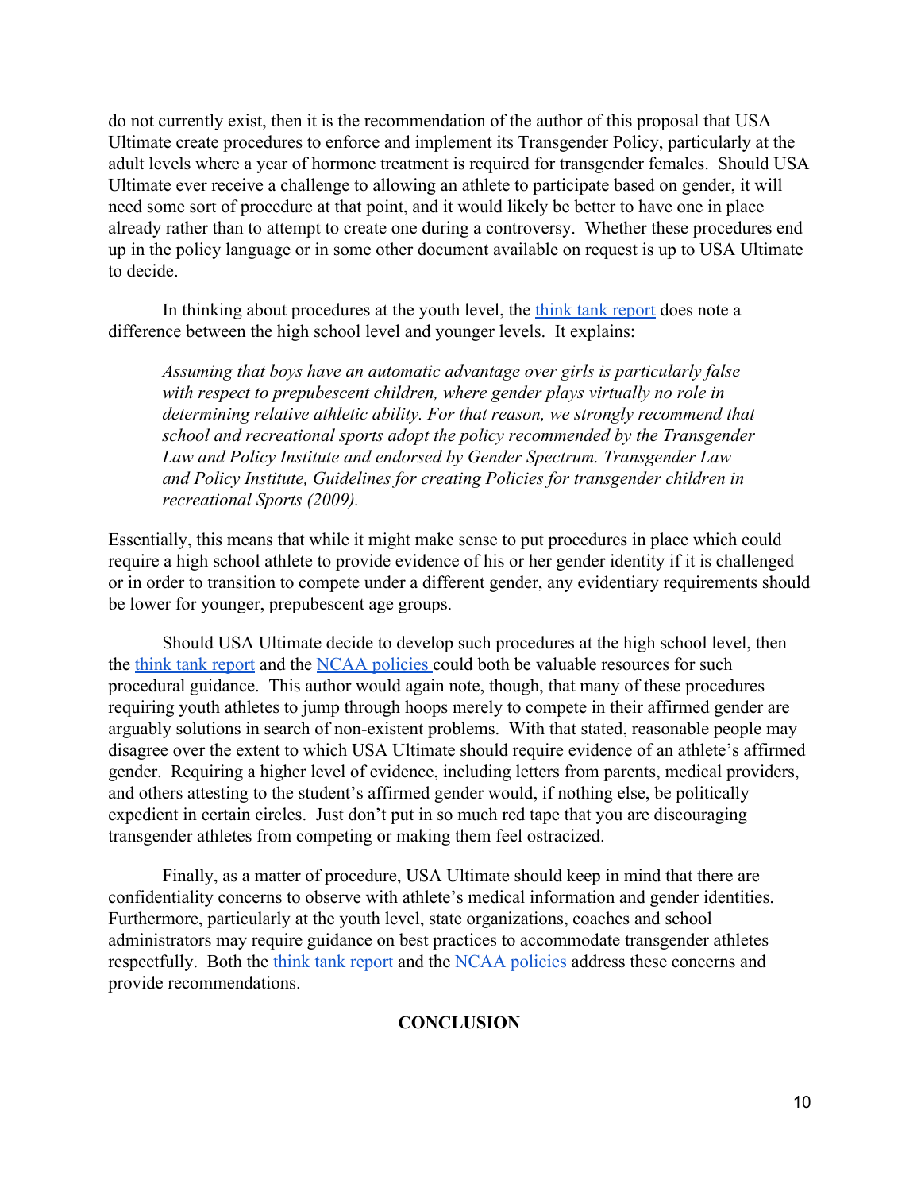do not currently exist, then it is the recommendation of the author of this proposal that USA Ultimate create procedures to enforce and implement its Transgender Policy, particularly at the adult levels where a year of hormone treatment is required for transgender females. Should USA Ultimate ever receive a challenge to allowing an athlete to participate based on gender, it will need some sort of procedure at that point, and it would likely be better to have one in place already rather than to attempt to create one during a controversy. Whether these procedures end up in the policy language or in some other document available on request is up to USA Ultimate to decide.

In thinking about procedures at the youth level, the think tank report does note a difference between the high school level and younger levels. It explains:

> *Assuming that boys have an automatic advantage over girls is particularly false with respect to prepubescent children, where gender plays virtually no role in determining relative athletic ability. For that reason, we strongly recommend that school and recreational sports adopt the policy recommended by the Transgender Law and Policy Institute and endorsed by Gender Spectrum. Transgender Law and Policy Institute, Guidelines for creating Policies for transgender children in recreational Sports (2009).*

Essentially, this means that while it might make sense to put procedures in place which could require a high school athlete to provide evidence of his or her gender identity if it is challenged or in order to transition to compete under a different gender, any evidentiary requirements should be lower for younger, prepubescent age groups.

Should USA Ultimate decide to develop such procedures at the high school level, then the think tank report and the NCAA policies could both be valuable resources for such procedural guidance. This author would again note, though, that many of these procedures requiring youth athletes to jump through hoops merely to compete in their affirmed gender are arguably solutions in search of non-existent problems. With that stated, reasonable people may disagree over the extent to which USA Ultimate should require evidence of an athlete's affirmed gender. Requiring a higher level of evidence, including letters from parents, medical providers, and others attesting to the student's affirmed gender would, if nothing else, be politically expedient in certain circles. Just don't put in so much red tape that you are discouraging transgender athletes from competing or making them feel ostracized.

Finally, as a matter of procedure, USA Ultimate should keep in mind that there are confidentiality concerns to observe with athlete's medical information and gender identities. Furthermore, particularly at the youth level, state organizations, coaches and school administrators may require guidance on best practices to accommodate transgender athletes respectfully. Both the think tank report and the NCAA policies address these concerns and provide recommendations.

## CONCLUSION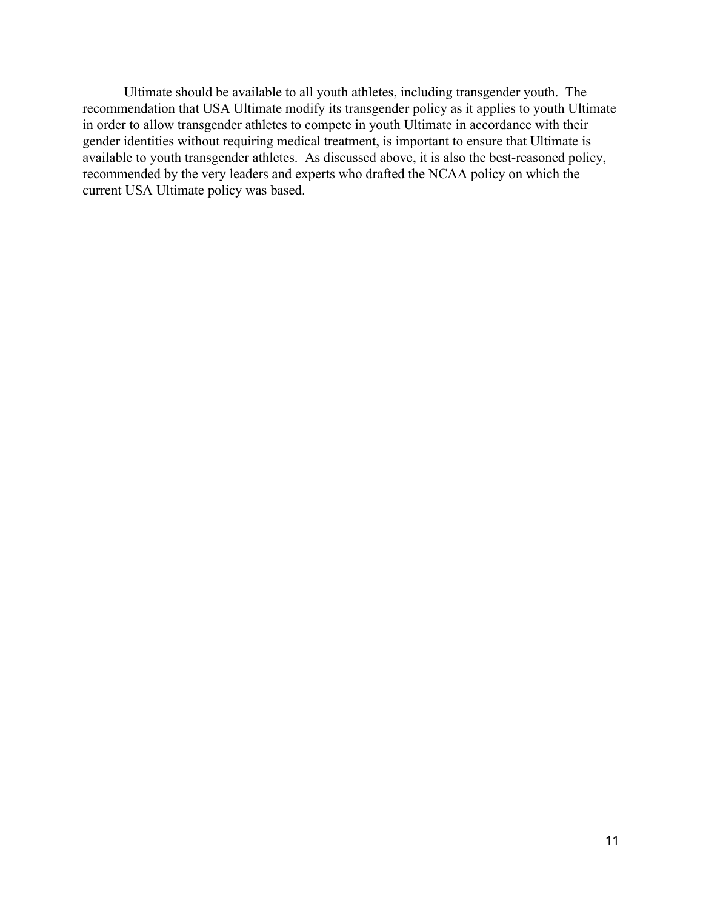Ultimate should be available to all youth athletes, including transgender youth. The recommendation that USA Ultimate modify its transgender policy as it applies to youth Ultimate in order to allow transgender athletes to compete in youth Ultimate in accordance with their gender identities without requiring medical treatment, is important to ensure that Ultimate is available to youth transgender athletes. As discussed above, it is also the best-reasoned policy, recommended by the very leaders and experts who drafted the NCAA policy on which the current USA Ultimate policy was based.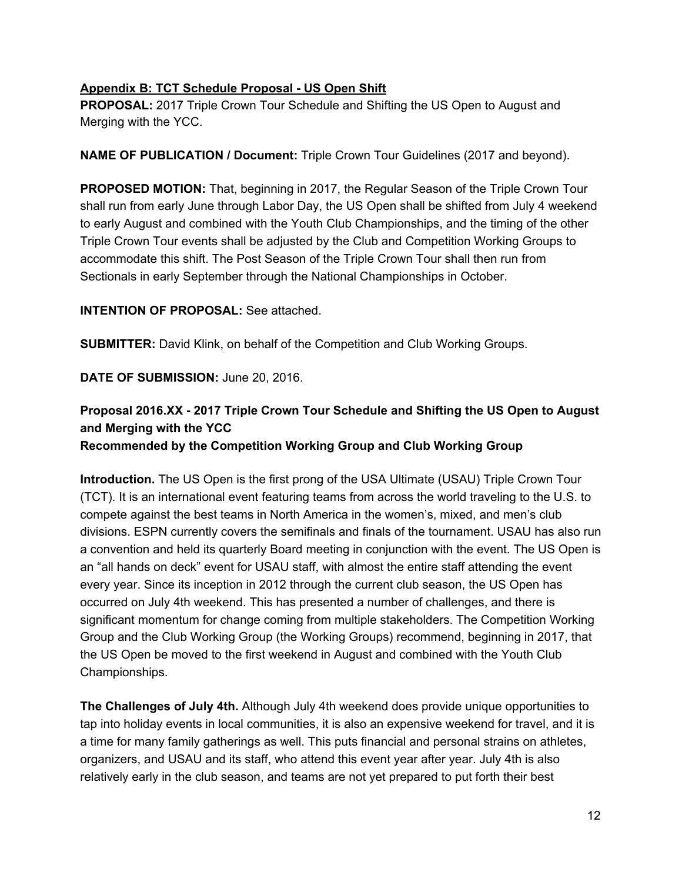**Appendix B: TCT Schedule Proposal - US Open Shift**

**PROPOSAL:** 2017 Triple Crown Tour Schedule and Shifting the US Open to August and Merging with the YCC.

**NAME OF PUBLICATION / Document:** Triple Crown Tour Guidelines (2017 and beyond).

**PROPOSED MOTION:** That, beginning in 2017, the Regular Season of the Triple Crown Tour shall run from early June through Labor Day, the US Open shall be shifted from July 4 weekend to early August and combined with the Youth Club Championships, and the timing of the other Triple Crown Tour events shall be adjusted by the Club and Competition Working Groups to accommodate this shift. The Post Season of the Triple Crown Tour shall then run from Sectionals in early September through the National Championships in October.

**INTENTION OF PROPOSAL:** See attached.

**SUBMITTER:** David Klink, on behalf of the Competition and Club Working Groups.

**DATE OF SUBMISSION:** June 20, 2016.

**Proposal 2016.XX - 2017 Triple Crown Tour Schedule and Shifting the US Open to August and Merging with the YCC**
**Recommended by the Competition Working Group and Club Working Group**

**Introduction.** The US Open is the first prong of the USA Ultimate (USAU) Triple Crown Tour (TCT). It is an international event featuring teams from across the world traveling to the U.S. to compete against the best teams in North America in the women's, mixed, and men's club divisions. ESPN currently covers the semifinals and finals of the tournament. USAU has also run a convention and held its quarterly Board meeting in conjunction with the event. The US Open is an "all hands on deck" event for USAU staff, with almost the entire staff attending the event every year. Since its inception in 2012 through the current club season, the US Open has occurred on July 4th weekend. This has presented a number of challenges, and there is significant momentum for change coming from multiple stakeholders. The Competition Working Group and the Club Working Group (the Working Groups) recommend, beginning in 2017, that the US Open be moved to the first weekend in August and combined with the Youth Club Championships.

**The Challenges of July 4th.** Although July 4th weekend does provide unique opportunities to tap into holiday events in local communities, it is also an expensive weekend for travel, and it is a time for many family gatherings as well. This puts financial and personal strains on athletes, organizers, and USAU and its staff, who attend this event year after year. July 4th is also relatively early in the club season, and teams are not yet prepared to put forth their best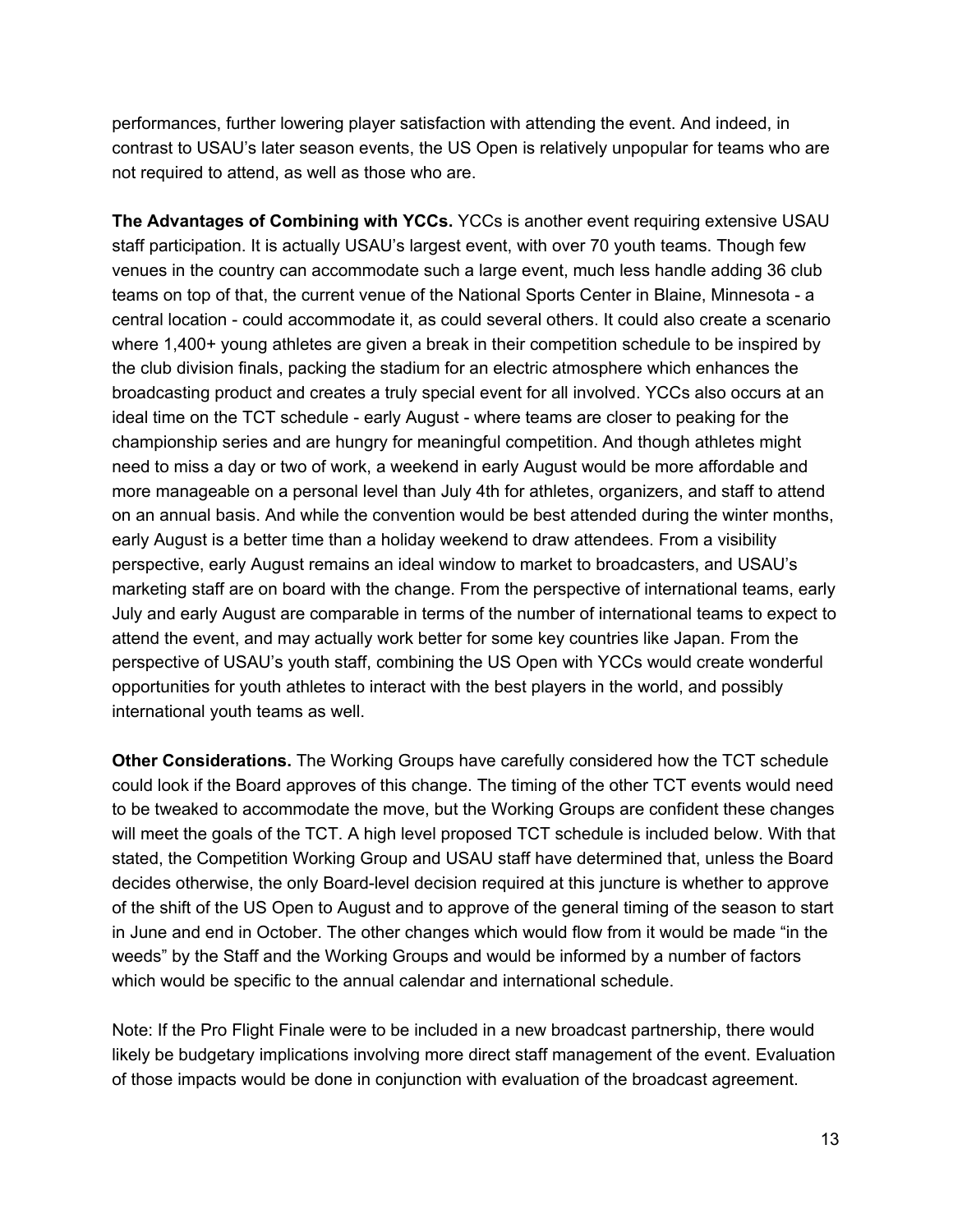performances, further lowering player satisfaction with attending the event. And indeed, in contrast to USAU's later season events, the US Open is relatively unpopular for teams who are not required to attend, as well as those who are.

**The Advantages of Combining with YCCs.** YCCs is another event requiring extensive USAU staff participation. It is actually USAU's largest event, with over 70 youth teams. Though few venues in the country can accommodate such a large event, much less handle adding 36 club teams on top of that, the current venue of the National Sports Center in Blaine, Minnesota - a central location - could accommodate it, as could several others. It could also create a scenario where 1,400+ young athletes are given a break in their competition schedule to be inspired by the club division finals, packing the stadium for an electric atmosphere which enhances the broadcasting product and creates a truly special event for all involved. YCCs also occurs at an ideal time on the TCT schedule - early August - where teams are closer to peaking for the championship series and are hungry for meaningful competition. And though athletes might need to miss a day or two of work, a weekend in early August would be more affordable and more manageable on a personal level than July 4th for athletes, organizers, and staff to attend on an annual basis. And while the convention would be best attended during the winter months, early August is a better time than a holiday weekend to draw attendees. From a visibility perspective, early August remains an ideal window to market to broadcasters, and USAU's marketing staff are on board with the change. From the perspective of international teams, early July and early August are comparable in terms of the number of international teams to expect to attend the event, and may actually work better for some key countries like Japan. From the perspective of USAU's youth staff, combining the US Open with YCCs would create wonderful opportunities for youth athletes to interact with the best players in the world, and possibly international youth teams as well.

**Other Considerations.** The Working Groups have carefully considered how the TCT schedule could look if the Board approves of this change. The timing of the other TCT events would need to be tweaked to accommodate the move, but the Working Groups are confident these changes will meet the goals of the TCT. A high level proposed TCT schedule is included below. With that stated, the Competition Working Group and USAU staff have determined that, unless the Board decides otherwise, the only Board-level decision required at this juncture is whether to approve of the shift of the US Open to August and to approve of the general timing of the season to start in June and end in October. The other changes which would flow from it would be made "in the weeds" by the Staff and the Working Groups and would be informed by a number of factors which would be specific to the annual calendar and international schedule.

Note: If the Pro Flight Finale were to be included in a new broadcast partnership, there would likely be budgetary implications involving more direct staff management of the event. Evaluation of those impacts would be done in conjunction with evaluation of the broadcast agreement.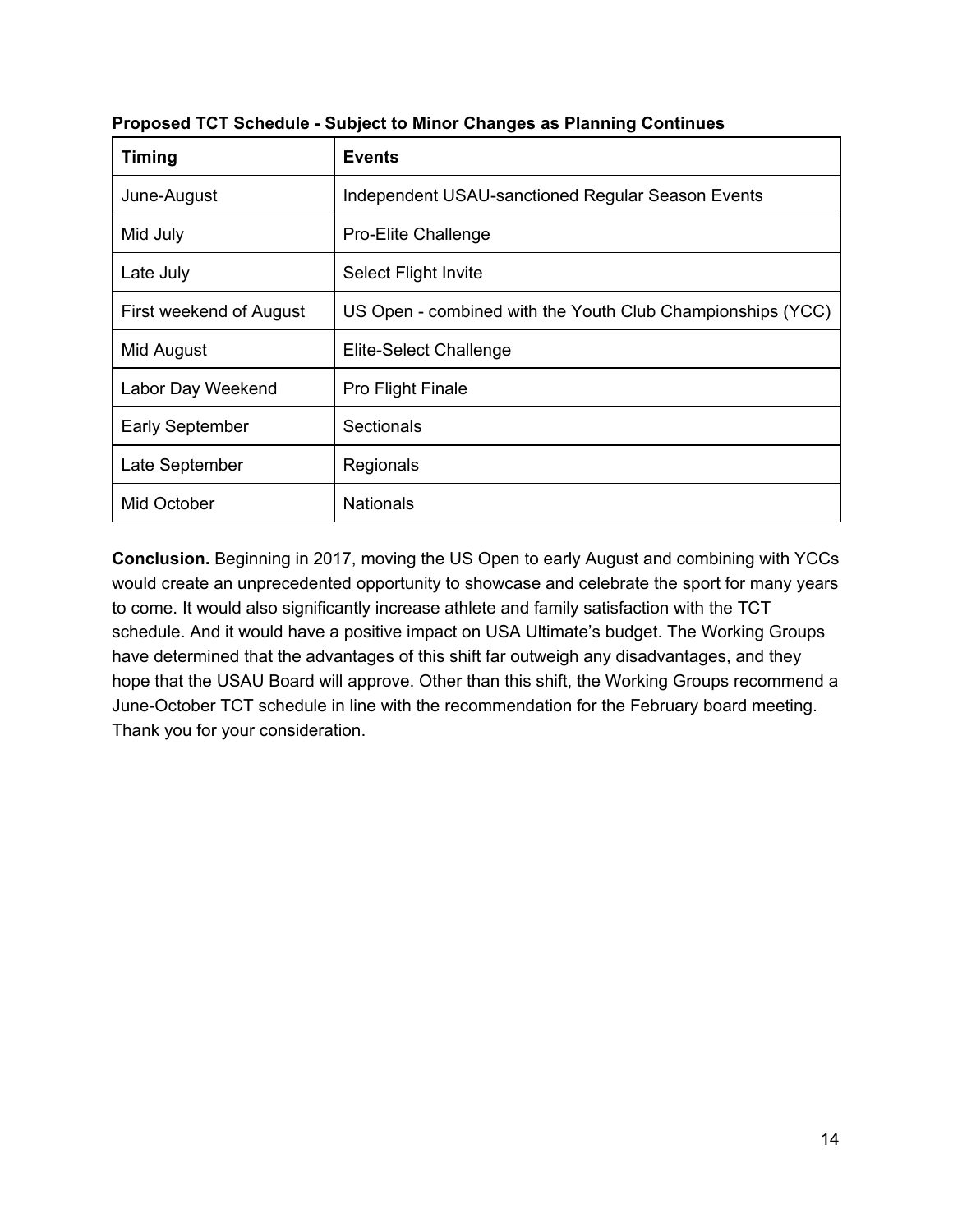**Proposed TCT Schedule - Subject to Minor Changes as Planning Continues**

| Timing | Events |
|---|---|
| June-August | Independent USAU-sanctioned Regular Season Events |
| Mid July | Pro-Elite Challenge |
| Late July | Select Flight Invite |
| First weekend of August | US Open - combined with the Youth Club Championships (YCC) |
| Mid August | Elite-Select Challenge |
| Labor Day Weekend | Pro Flight Finale |
| Early September | Sectionals |
| Late September | Regionals |
| Mid October | Nationals |

**Conclusion.** Beginning in 2017, moving the US Open to early August and combining with YCCs would create an unprecedented opportunity to showcase and celebrate the sport for many years to come. It would also significantly increase athlete and family satisfaction with the TCT schedule. And it would have a positive impact on USA Ultimate's budget. The Working Groups have determined that the advantages of this shift far outweigh any disadvantages, and they hope that the USAU Board will approve. Other than this shift, the Working Groups recommend a June-October TCT schedule in line with the recommendation for the February board meeting. Thank you for your consideration.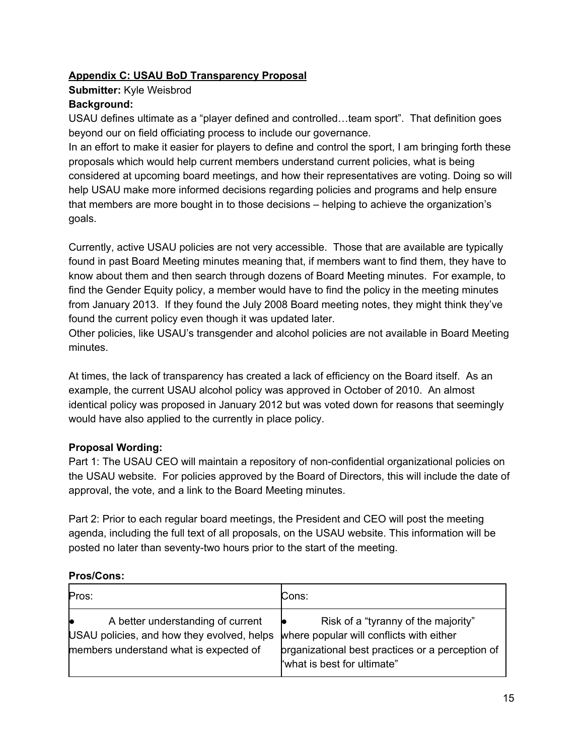**<u>Appendix C: USAU BoD Transparency Proposal</u>**

**Submitter:** Kyle Weisbrod

**Background:**

USAU defines ultimate as a "player defined and controlled…team sport". That definition goes beyond our on field officiating process to include our governance.

In an effort to make it easier for players to define and control the sport, I am bringing forth these proposals which would help current members understand current policies, what is being considered at upcoming board meetings, and how their representatives are voting. Doing so will help USAU make more informed decisions regarding policies and programs and help ensure that members are more bought in to those decisions – helping to achieve the organization's goals.

Currently, active USAU policies are not very accessible. Those that are available are typically found in past Board Meeting minutes meaning that, if members want to find them, they have to know about them and then search through dozens of Board Meeting minutes. For example, to find the Gender Equity policy, a member would have to find the policy in the meeting minutes from January 2013. If they found the July 2008 Board meeting notes, they might think they've found the current policy even though it was updated later.

Other policies, like USAU's transgender and alcohol policies are not available in Board Meeting minutes.

At times, the lack of transparency has created a lack of efficiency on the Board itself. As an example, the current USAU alcohol policy was approved in October of 2010. An almost identical policy was proposed in January 2012 but was voted down for reasons that seemingly would have also applied to the currently in place policy.

**Proposal Wording:**

Part 1: The USAU CEO will maintain a repository of non-confidential organizational policies on the USAU website. For policies approved by the Board of Directors, this will include the date of approval, the vote, and a link to the Board Meeting minutes.

Part 2: Prior to each regular board meetings, the President and CEO will post the meeting agenda, including the full text of all proposals, on the USAU website. This information will be posted no later than seventy-two hours prior to the start of the meeting.

**Pros/Cons:**

| Pros: | Cons: |
|---|---|
| • A better understanding of current USAU policies, and how they evolved, helps members understand what is expected of | • Risk of a "tyranny of the majority" where popular will conflicts with either organizational best practices or a perception of "what is best for ultimate" |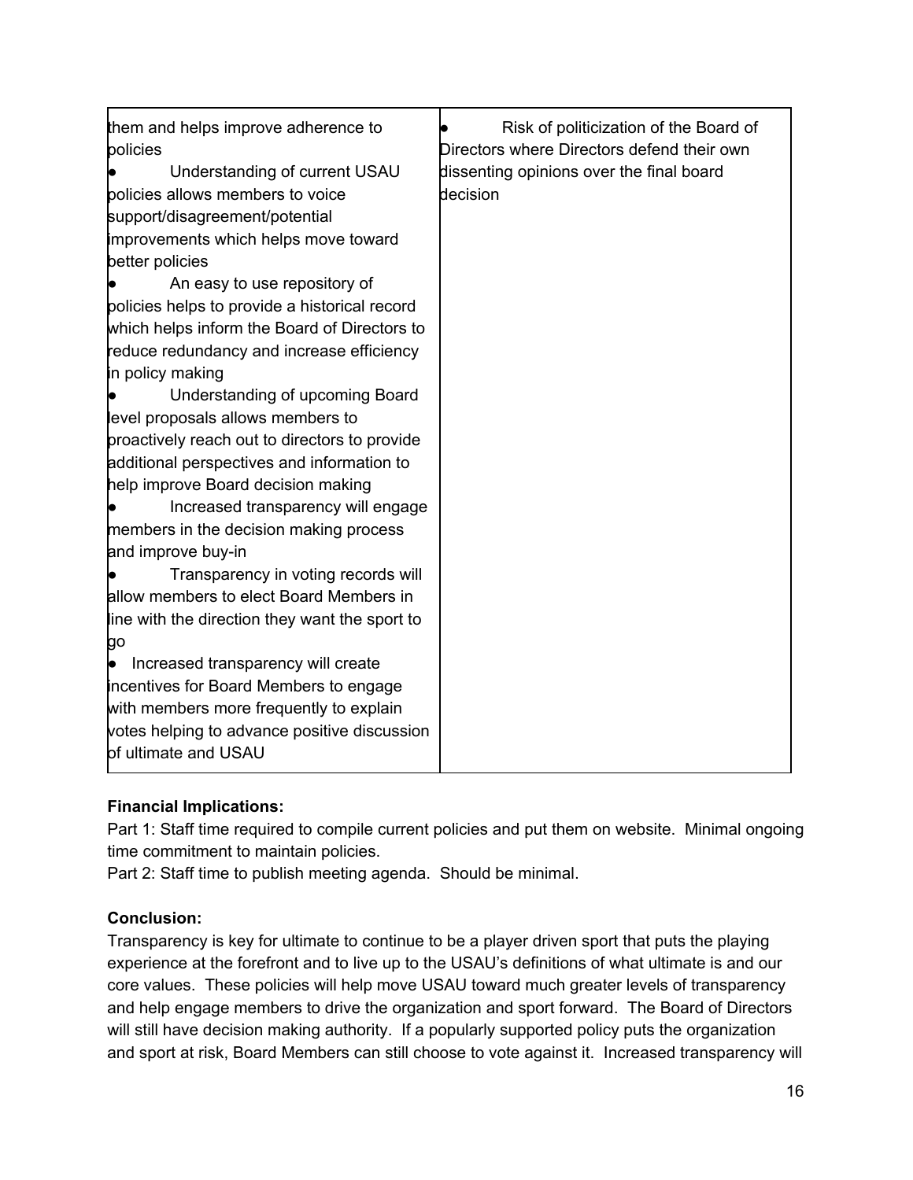| | |
|---|---|
| them and helps improve adherence to policies<br>● Understanding of current USAU policies allows members to voice support/disagreement/potential improvements which helps move toward better policies<br>● An easy to use repository of policies helps to provide a historical record which helps inform the Board of Directors to reduce redundancy and increase efficiency in policy making<br>● Understanding of upcoming Board level proposals allows members to proactively reach out to directors to provide additional perspectives and information to help improve Board decision making<br>● Increased transparency will engage members in the decision making process and improve buy-in<br>● Transparency in voting records will allow members to elect Board Members in line with the direction they want the sport to go<br>● Increased transparency will create incentives for Board Members to engage with members more frequently to explain votes helping to advance positive discussion of ultimate and USAU | ● Risk of politicization of the Board of Directors where Directors defend their own dissenting opinions over the final board decision |

**Financial Implications:**

Part 1: Staff time required to compile current policies and put them on website. Minimal ongoing time commitment to maintain policies.

Part 2: Staff time to publish meeting agenda. Should be minimal.

**Conclusion:**

Transparency is key for ultimate to continue to be a player driven sport that puts the playing experience at the forefront and to live up to the USAU's definitions of what ultimate is and our core values. These policies will help move USAU toward much greater levels of transparency and help engage members to drive the organization and sport forward. The Board of Directors will still have decision making authority. If a popularly supported policy puts the organization and sport at risk, Board Members can still choose to vote against it. Increased transparency will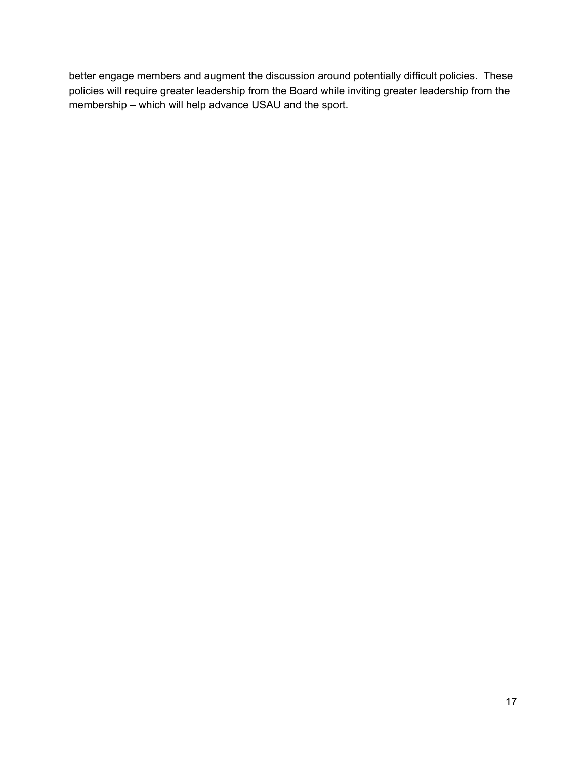better engage members and augment the discussion around potentially difficult policies. These policies will require greater leadership from the Board while inviting greater leadership from the membership – which will help advance USAU and the sport.